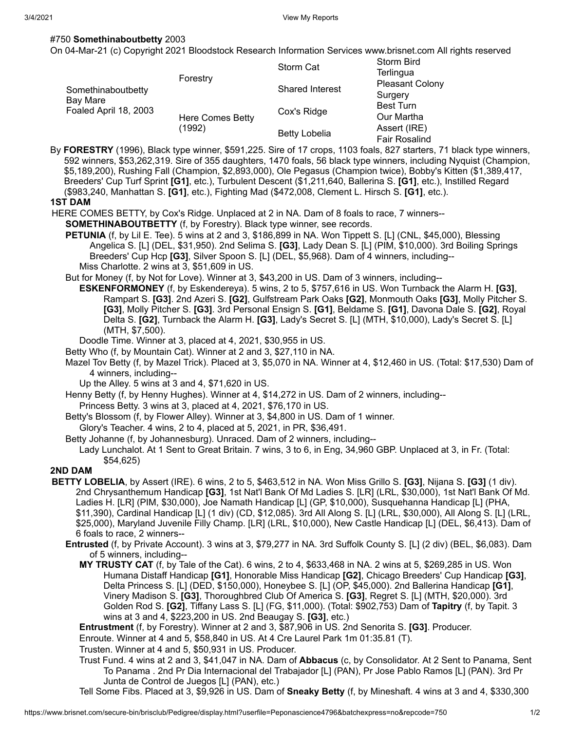#750 **Somethinaboutbetty** 2003

On 04-Mar-21 (c) Copyright 2021 Bloodstock Research Information Services www.brisnet.com All rights reserved

| | | | |
|---|---|---|---|
| Somethinaboutbetty<br>Bay Mare<br>Foaled April 18, 2003 | Forestry | Storm Cat | Storm Bird |
| | | | Terlingua |
| | | Shared Interest | Pleasant Colony |
| | | | Surgery |
| | Here Comes Betty (1992) | Cox's Ridge | Best Turn |
| | | | Our Martha |
| | | Betty Lobelia | Assert (IRE) |
| | | | Fair Rosalind |

By **FORESTRY** (1996), Black type winner, $591,225. Sire of 17 crops, 1103 foals, 827 starters, 71 black type winners, 592 winners, $53,262,319. Sire of 355 daughters, 1470 foals, 56 black type winners, including Nyquist (Champion, $5,189,200), Rushing Fall (Champion, $2,893,000), Ole Pegasus (Champion twice), Bobby's Kitten ($1,389,417, Breeders' Cup Turf Sprint **[G1]**, etc.), Turbulent Descent ($1,211,640, Ballerina S. **[G1]**, etc.), Instilled Regard ($983,240, Manhattan S. **[G1]**, etc.), Fighting Mad ($472,008, Clement L. Hirsch S. **[G1]**, etc.).

**1ST DAM**

HERE COMES BETTY, by Cox's Ridge. Unplaced at 2 in NA. Dam of 8 foals to race, 7 winners--

**SOMETHINABOUTBETTY** (f, by Forestry). Black type winner, see records.

**PETUNIA** (f, by Lil E. Tee). 5 wins at 2 and 3, $186,899 in NA. Won Tippett S. [L] (CNL, $45,000), Blessing Angelica S. [L] (DEL, $31,950). 2nd Selima S. **[G3]**, Lady Dean S. [L] (PIM, $10,000). 3rd Boiling Springs Breeders' Cup Hcp **[G3]**, Silver Spoon S. [L] (DEL, $5,968). Dam of 4 winners, including--

Miss Charlotte. 2 wins at 3, $51,609 in US.

But for Money (f, by Not for Love). Winner at 3, $43,200 in US. Dam of 3 winners, including--

**ESKENFORMONEY** (f, by Eskendereya). 5 wins, 2 to 5, $757,616 in US. Won Turnback the Alarm H. **[G3]**, Rampart S. **[G3]**. 2nd Azeri S. **[G2]**, Gulfstream Park Oaks **[G2]**, Monmouth Oaks **[G3]**, Molly Pitcher S. **[G3]**, Molly Pitcher S. **[G3]**. 3rd Personal Ensign S. **[G1]**, Beldame S. **[G1]**, Davona Dale S. **[G2]**, Royal Delta S. **[G2]**, Turnback the Alarm H. **[G3]**, Lady's Secret S. [L] (MTH, $10,000), Lady's Secret S. [L] (MTH, $7,500).

Doodle Time. Winner at 3, placed at 4, 2021, $30,955 in US.

Betty Who (f, by Mountain Cat). Winner at 2 and 3, $27,110 in NA.

Mazel Tov Betty (f, by Mazel Trick). Placed at 3, $5,070 in NA. Winner at 4, $12,460 in US. (Total: $17,530) Dam of 4 winners, including--

Up the Alley. 5 wins at 3 and 4, $71,620 in US.

Henny Betty (f, by Henny Hughes). Winner at 4, $14,272 in US. Dam of 2 winners, including--

Princess Betty. 3 wins at 3, placed at 4, 2021, $76,170 in US.

Betty's Blossom (f, by Flower Alley). Winner at 3, $4,800 in US. Dam of 1 winner.

Glory's Teacher. 4 wins, 2 to 4, placed at 5, 2021, in PR, $36,491.

Betty Johanne (f, by Johannesburg). Unraced. Dam of 2 winners, including--

Lady Lunchalot. At 1 Sent to Great Britain. 7 wins, 3 to 6, in Eng, 34,960 GBP. Unplaced at 3, in Fr. (Total: $54,625)

**2ND DAM**

**BETTY LOBELIA**, by Assert (IRE). 6 wins, 2 to 5, $463,512 in NA. Won Miss Grillo S. **[G3]**, Nijana S. **[G3]** (1 div). 2nd Chrysanthemum Handicap **[G3]**, 1st Nat'l Bank Of Md Ladies S. [LR] (LRL, $30,000), 1st Nat'l Bank Of Md. Ladies H. [LR] (PIM, $30,000), Joe Namath Handicap [L] (GP, $10,000), Susquehanna Handicap [L] (PHA, $11,390), Cardinal Handicap [L] (1 div) (CD, $12,085). 3rd All Along S. [L] (LRL, $30,000), All Along S. [L] (LRL, $25,000), Maryland Juvenile Filly Champ. [LR] (LRL, $10,000), New Castle Handicap [L] (DEL, $6,413). Dam of 6 foals to race, 2 winners--

**Entrusted** (f, by Private Account). 3 wins at 3, $79,277 in NA. 3rd Suffolk County S. [L] (2 div) (BEL, $6,083). Dam of 5 winners, including--

**MY TRUSTY CAT** (f, by Tale of the Cat). 6 wins, 2 to 4, $633,468 in NA. 2 wins at 5, $269,285 in US. Won Humana Distaff Handicap **[G1]**, Honorable Miss Handicap **[G2]**, Chicago Breeders' Cup Handicap **[G3]**, Delta Princess S. [L] (DED, $150,000), Honeybee S. [L] (OP, $45,000). 2nd Ballerina Handicap **[G1]**, Vinery Madison S. **[G3]**, Thoroughbred Club Of America S. **[G3]**, Regret S. [L] (MTH, $20,000). 3rd Golden Rod S. **[G2]**, Tiffany Lass S. [L] (FG, $11,000). (Total: $902,753) Dam of **Tapitry** (f, by Tapit. 3 wins at 3 and 4, $223,200 in US. 2nd Beaugay S. **[G3]**, etc.)

**Entrustment** (f, by Forestry). Winner at 2 and 3, $87,906 in US. 2nd Senorita S. **[G3]**. Producer.

Enroute. Winner at 4 and 5, $58,840 in US. At 4 Cre Laurel Park 1m 01:35.81 (T).

Trusten. Winner at 4 and 5, $50,931 in US. Producer.

Trust Fund. 4 wins at 2 and 3, $41,047 in NA. Dam of **Abbacus** (c, by Consolidator. At 2 Sent to Panama, Sent To Panama . 2nd Pr Dia Internacional del Trabajador [L] (PAN), Pr Jose Pablo Ramos [L] (PAN). 3rd Pr Junta de Control de Juegos [L] (PAN), etc.)

Tell Some Fibs. Placed at 3, $9,926 in US. Dam of **Sneaky Betty** (f, by Mineshaft. 4 wins at 3 and 4, $330,300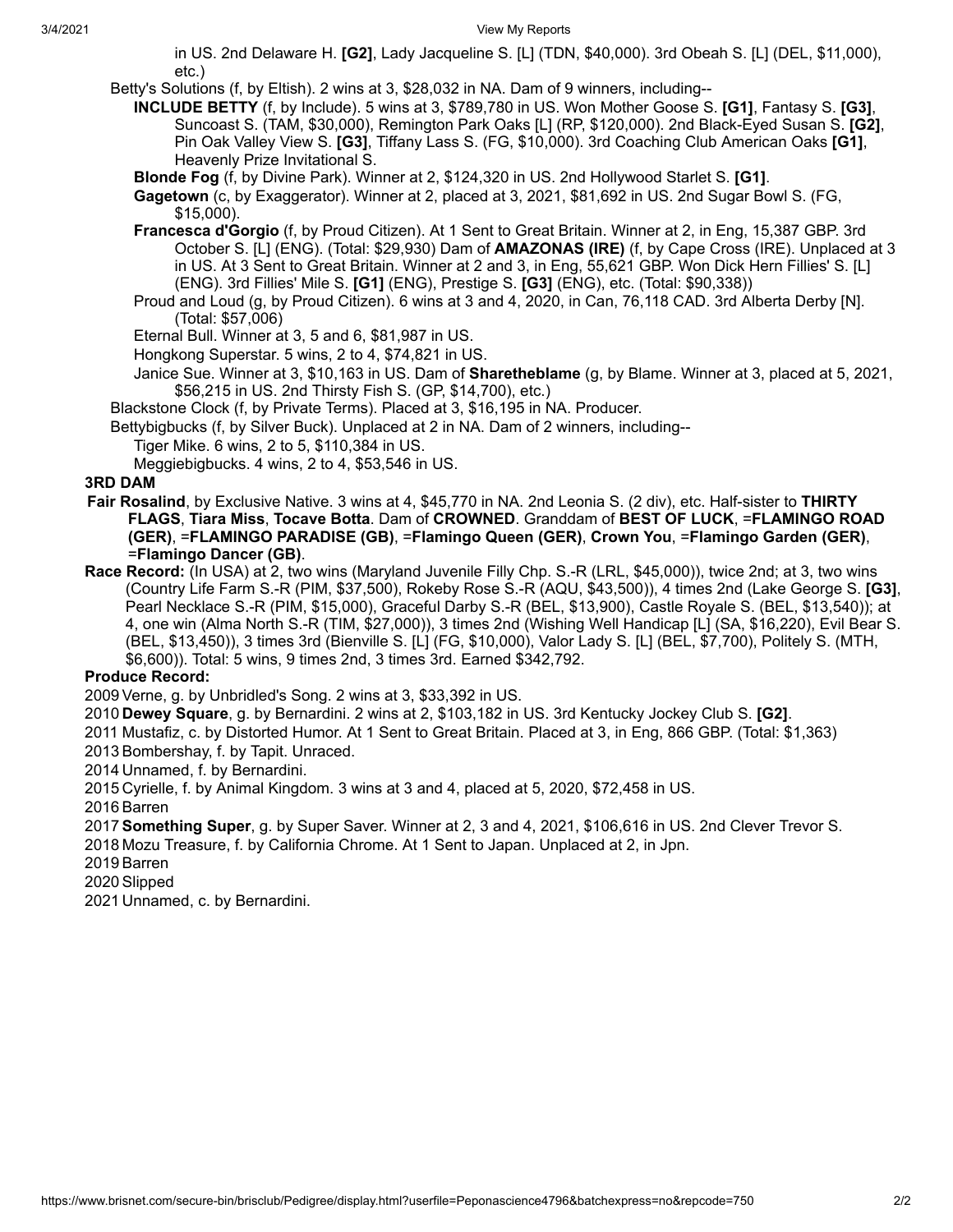in US. 2nd Delaware H. **[G2]**, Lady Jacqueline S. [L] (TDN, $40,000). 3rd Obeah S. [L] (DEL, $11,000), etc.)

Betty's Solutions (f, by Eltish). 2 wins at 3, $28,032 in NA. Dam of 9 winners, including--

**INCLUDE BETTY** (f, by Include). 5 wins at 3, $789,780 in US. Won Mother Goose S. **[G1]**, Fantasy S. **[G3]**, Suncoast S. (TAM, $30,000), Remington Park Oaks [L] (RP, $120,000). 2nd Black-Eyed Susan S. **[G2]**, Pin Oak Valley View S. **[G3]**, Tiffany Lass S. (FG, $10,000). 3rd Coaching Club American Oaks **[G1]**, Heavenly Prize Invitational S.

**Blonde Fog** (f, by Divine Park). Winner at 2, $124,320 in US. 2nd Hollywood Starlet S. **[G1]**.

**Gagetown** (c, by Exaggerator). Winner at 2, placed at 3, 2021, $81,692 in US. 2nd Sugar Bowl S. (FG, $15,000).

**Francesca d'Gorgio** (f, by Proud Citizen). At 1 Sent to Great Britain. Winner at 2, in Eng, 15,387 GBP. 3rd October S. [L] (ENG). (Total: $29,930) Dam of **AMAZONAS (IRE)** (f, by Cape Cross (IRE). Unplaced at 3 in US. At 3 Sent to Great Britain. Winner at 2 and 3, in Eng, 55,621 GBP. Won Dick Hern Fillies' S. [L] (ENG). 3rd Fillies' Mile S. **[G1]** (ENG), Prestige S. **[G3]** (ENG), etc. (Total: $90,338))

Proud and Loud (g, by Proud Citizen). 6 wins at 3 and 4, 2020, in Can, 76,118 CAD. 3rd Alberta Derby [N]. (Total: $57,006)

Eternal Bull. Winner at 3, 5 and 6, $81,987 in US.

Hongkong Superstar. 5 wins, 2 to 4, $74,821 in US.

Janice Sue. Winner at 3, $10,163 in US. Dam of **Sharetheblame** (g, by Blame. Winner at 3, placed at 5, 2021, $56,215 in US. 2nd Thirsty Fish S. (GP, $14,700), etc.)

Blackstone Clock (f, by Private Terms). Placed at 3, $16,195 in NA. Producer.

Bettybigbucks (f, by Silver Buck). Unplaced at 2 in NA. Dam of 2 winners, including--

Tiger Mike. 6 wins, 2 to 5, $110,384 in US.

Meggiebigbucks. 4 wins, 2 to 4, $53,546 in US.

**3RD DAM**

**Fair Rosalind**, by Exclusive Native. 3 wins at 4, $45,770 in NA. 2nd Leonia S. (2 div), etc. Half-sister to **THIRTY FLAGS**, **Tiara Miss**, **Tocave Botta**. Dam of **CROWNED**. Granddam of **BEST OF LUCK**, =**FLAMINGO ROAD (GER)**, =**FLAMINGO PARADISE (GB)**, =**Flamingo Queen (GER)**, **Crown You**, =**Flamingo Garden (GER)**, =**Flamingo Dancer (GB)**.

**Race Record:** (In USA) at 2, two wins (Maryland Juvenile Filly Chp. S.-R (LRL, $45,000)), twice 2nd; at 3, two wins (Country Life Farm S.-R (PIM, $37,500), Rokeby Rose S.-R (AQU, $43,500)), 4 times 2nd (Lake George S. **[G3]**, Pearl Necklace S.-R (PIM, $15,000), Graceful Darby S.-R (BEL, $13,900), Castle Royale S. (BEL, $13,540)); at 4, one win (Alma North S.-R (TIM, $27,000)), 3 times 2nd (Wishing Well Handicap [L] (SA, $16,220), Evil Bear S. (BEL, $13,450)), 3 times 3rd (Bienville S. [L] (FG, $10,000), Valor Lady S. [L] (BEL, $7,700), Politely S. (MTH, $6,600)). Total: 5 wins, 9 times 2nd, 3 times 3rd. Earned $342,792.

**Produce Record:**

2009 Verne, g. by Unbridled's Song. 2 wins at 3, $33,392 in US.

2010 **Dewey Square**, g. by Bernardini. 2 wins at 2, $103,182 in US. 3rd Kentucky Jockey Club S. **[G2]**.

2011 Mustafiz, c. by Distorted Humor. At 1 Sent to Great Britain. Placed at 3, in Eng, 866 GBP. (Total: $1,363)

2013 Bombershay, f. by Tapit. Unraced.

2014 Unnamed, f. by Bernardini.

2015 Cyrielle, f. by Animal Kingdom. 3 wins at 3 and 4, placed at 5, 2020, $72,458 in US.

2016 Barren

2017 **Something Super**, g. by Super Saver. Winner at 2, 3 and 4, 2021, $106,616 in US. 2nd Clever Trevor S.

2018 Mozu Treasure, f. by California Chrome. At 1 Sent to Japan. Unplaced at 2, in Jpn.

2019 Barren

2020 Slipped

2021 Unnamed, c. by Bernardini.